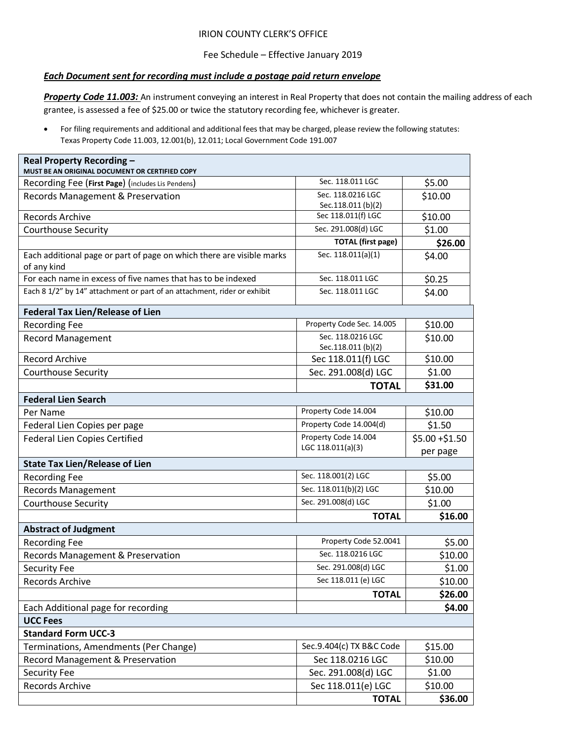IRION COUNTY CLERK'S OFFICE

Fee Schedule – Effective January 2019

***Each Document sent for recording must include a postage paid return envelope***

***Property Code 11.003:*** An instrument conveying an interest in Real Property that does not contain the mailing address of each grantee, is assessed a fee of $25.00 or twice the statutory recording fee, whichever is greater.

- For filing requirements and additional and additional fees that may be charged, please review the following statutes: Texas Property Code 11.003, 12.001(b), 12.011; Local Government Code 191.007

| **Real Property Recording –** **MUST BE AN ORIGINAL DOCUMENT OR CERTIFIED COPY** | | |
|---|---|---|
| Recording Fee (**First Page**) (includes Lis Pendens) | Sec. 118.011 LGC | $5.00 |
| Records Management & Preservation | Sec. 118.0216 LGC Sec.118.011 (b)(2) | $10.00 |
| Records Archive | Sec 118.011(f) LGC | $10.00 |
| Courthouse Security | Sec. 291.008(d) LGC | $1.00 |
| | **TOTAL (first page)** | **$26.00** |
| Each additional page or part of page on which there are visible marks of any kind | Sec. 118.011(a)(1) | $4.00 |
| For each name in excess of five names that has to be indexed | Sec. 118.011 LGC | $0.25 |
| Each 8 1/2" by 14" attachment or part of an attachment, rider or exhibit | Sec. 118.011 LGC | $4.00 |
| **Federal Tax Lien/Release of Lien** | | |
| Recording Fee | Property Code Sec. 14.005 | $10.00 |
| Record Management | Sec. 118.0216 LGC Sec.118.011 (b)(2) | $10.00 |
| Record Archive | Sec 118.011(f) LGC | $10.00 |
| Courthouse Security | Sec. 291.008(d) LGC | $1.00 |
| | **TOTAL** | **$31.00** |
| **Federal Lien Search** | | |
| Per Name | Property Code 14.004 | $10.00 |
| Federal Lien Copies per page | Property Code 14.004(d) | $1.50 |
| Federal Lien Copies Certified | Property Code 14.004 LGC 118.011(a)(3) | $5.00 +$1.50 per page |
| **State Tax Lien/Release of Lien** | | |
| Recording Fee | Sec. 118.001(2) LGC | $5.00 |
| Records Management | Sec. 118.011(b)(2) LGC | $10.00 |
| Courthouse Security | Sec. 291.008(d) LGC | $1.00 |
| | **TOTAL** | **$16.00** |
| **Abstract of Judgment** | | |
| Recording Fee | Property Code 52.0041 | $5.00 |
| Records Management & Preservation | Sec. 118.0216 LGC | $10.00 |
| Security Fee | Sec. 291.008(d) LGC | $1.00 |
| Records Archive | Sec 118.011 (e) LGC | $10.00 |
| | **TOTAL** | **$26.00** |
| Each Additional page for recording | | **$4.00** |
| **UCC Fees** | | |
| **Standard Form UCC-3** | | |
| Terminations, Amendments (Per Change) | Sec.9.404(c) TX B&C Code | $15.00 |
| Record Management & Preservation | Sec 118.0216 LGC | $10.00 |
| Security Fee | Sec. 291.008(d) LGC | $1.00 |
| Records Archive | Sec 118.011(e) LGC | $10.00 |
| | **TOTAL** | **$36.00** |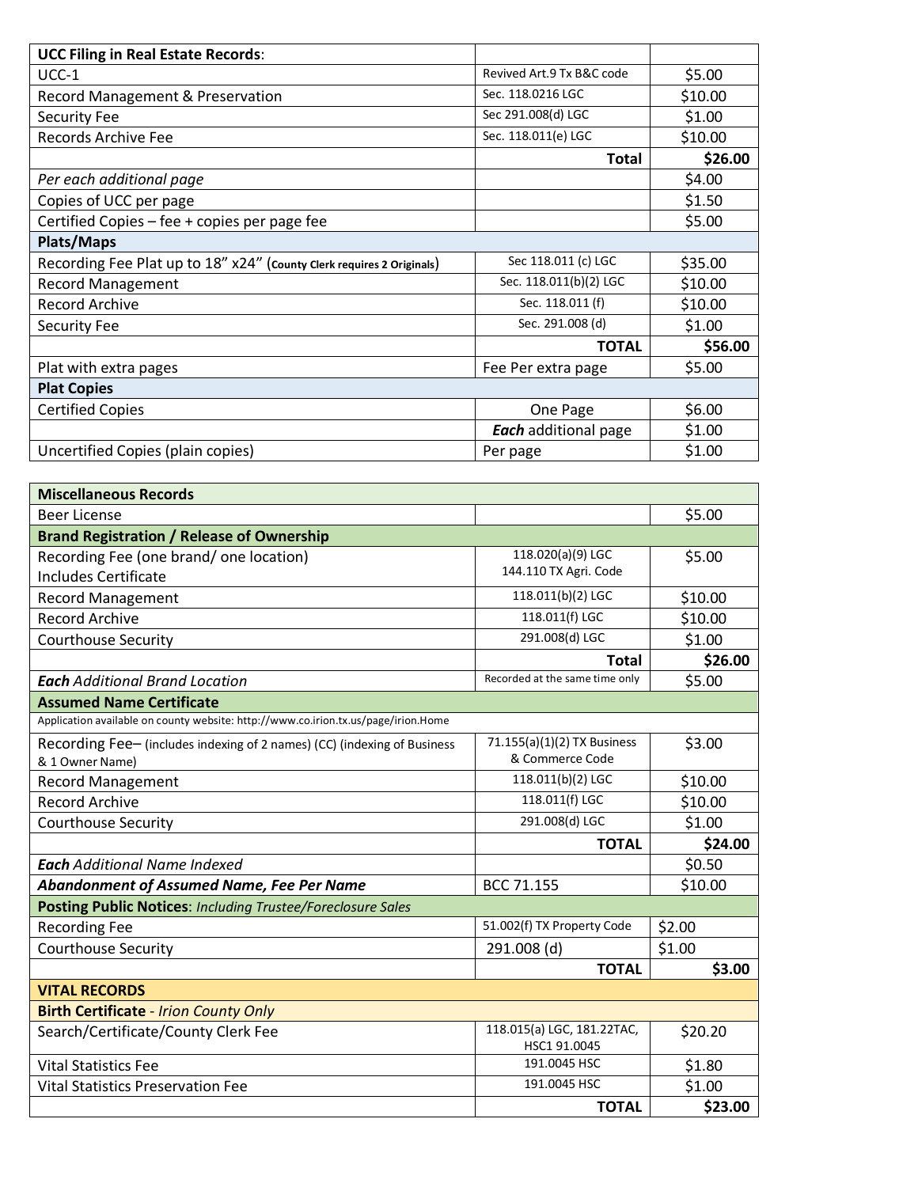| **UCC Filing in Real Estate Records**: | | |
|---|---|---|
| UCC-1 | Revived Art.9 Tx B&C code | $5.00 |
| Record Management & Preservation | Sec. 118.0216 LGC | $10.00 |
| Security Fee | Sec 291.008(d) LGC | $1.00 |
| Records Archive Fee | Sec. 118.011(e) LGC | $10.00 |
| | **Total** | **$26.00** |
| *Per each additional page* | | $4.00 |
| Copies of UCC per page | | $1.50 |
| Certified Copies – fee + copies per page fee | | $5.00 |
| **Plats/Maps** | | |
| Recording Fee Plat up to 18" x24" (**County Clerk requires 2 Originals**) | Sec 118.011 (c) LGC | $35.00 |
| Record Management | Sec. 118.011(b)(2) LGC | $10.00 |
| Record Archive | Sec. 118.011 (f) | $10.00 |
| Security Fee | Sec. 291.008 (d) | $1.00 |
| | **TOTAL** | **$56.00** |
| Plat with extra pages | Fee Per extra page | $5.00 |
| **Plat Copies** | | |
| Certified Copies | One Page | $6.00 |
| | ***Each*** additional page | $1.00 |
| Uncertified Copies (plain copies) | Per page | $1.00 |

| **Miscellaneous Records** | | |
|---|---|---|
| Beer License | | $5.00 |
| **Brand Registration / Release of Ownership** | | |
| Recording Fee (one brand/ one location) Includes Certificate | 118.020(a)(9) LGC 144.110 TX Agri. Code | $5.00 |
| Record Management | 118.011(b)(2) LGC | $10.00 |
| Record Archive | 118.011(f) LGC | $10.00 |
| Courthouse Security | 291.008(d) LGC | $1.00 |
| | **Total** | **$26.00** |
| ***Each** Additional Brand Location* | Recorded at the same time only | $5.00 |
| **Assumed Name Certificate** | | |
| Application available on county website: http://www.co.irion.tx.us/page/irion.Home | | |
| Recording Fee– (includes indexing of 2 names) (CC) (indexing of Business & 1 Owner Name) | 71.155(a)(1)(2) TX Business & Commerce Code | $3.00 |
| Record Management | 118.011(b)(2) LGC | $10.00 |
| Record Archive | 118.011(f) LGC | $10.00 |
| Courthouse Security | 291.008(d) LGC | $1.00 |
| | **TOTAL** | **$24.00** |
| ***Each** Additional Name Indexed* | | $0.50 |
| ***Abandonment of Assumed Name, Fee Per Name*** | BCC 71.155 | $10.00 |
| **Posting Public Notices**: *Including Trustee/Foreclosure Sales* | | |
| Recording Fee | 51.002(f) TX Property Code | $2.00 |
| Courthouse Security | 291.008 (d) | $1.00 |
| | **TOTAL** | **$3.00** |
| **VITAL RECORDS** | | |
| **Birth Certificate** - *Irion County Only* | | |
| Search/Certificate/County Clerk Fee | 118.015(a) LGC, 181.22TAC, HSC1 91.0045 | $20.20 |
| Vital Statistics Fee | 191.0045 HSC | $1.80 |
| Vital Statistics Preservation Fee | 191.0045 HSC | $1.00 |
| | **TOTAL** | **$23.00** |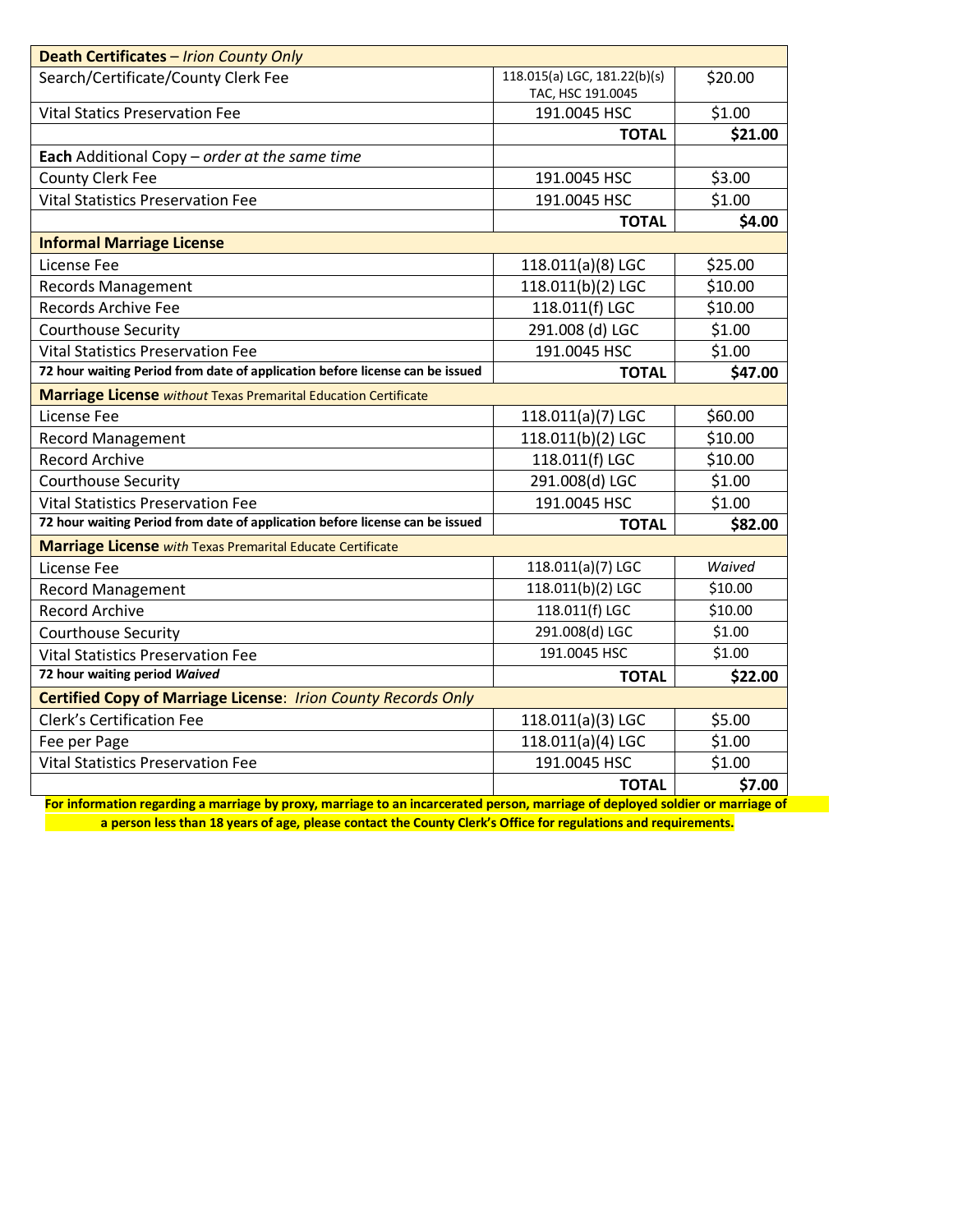| **Death Certificates** – *Irion County Only* | | |
|---|---|---|
| Search/Certificate/County Clerk Fee | 118.015(a) LGC, 181.22(b)(s) TAC, HSC 191.0045 | $20.00 |
| Vital Statics Preservation Fee | 191.0045 HSC | $1.00 |
| | **TOTAL** | **$21.00** |
| **Each** Additional Copy – *order at the same time* | | |
| County Clerk Fee | 191.0045 HSC | $3.00 |
| Vital Statistics Preservation Fee | 191.0045 HSC | $1.00 |
| | **TOTAL** | **$4.00** |
| **Informal Marriage License** | | |
| License Fee | 118.011(a)(8) LGC | $25.00 |
| Records Management | 118.011(b)(2) LGC | $10.00 |
| Records Archive Fee | 118.011(f) LGC | $10.00 |
| Courthouse Security | 291.008 (d) LGC | $1.00 |
| Vital Statistics Preservation Fee | 191.0045 HSC | $1.00 |
| **72 hour waiting Period from date of application before license can be issued** | **TOTAL** | **$47.00** |
| **Marriage License** *without* Texas Premarital Education Certificate | | |
| License Fee | 118.011(a)(7) LGC | $60.00 |
| Record Management | 118.011(b)(2) LGC | $10.00 |
| Record Archive | 118.011(f) LGC | $10.00 |
| Courthouse Security | 291.008(d) LGC | $1.00 |
| Vital Statistics Preservation Fee | 191.0045 HSC | $1.00 |
| **72 hour waiting Period from date of application before license can be issued** | **TOTAL** | **$82.00** |
| **Marriage License** *with* Texas Premarital Educate Certificate | | |
| License Fee | 118.011(a)(7) LGC | *Waived* |
| Record Management | 118.011(b)(2) LGC | $10.00 |
| Record Archive | 118.011(f) LGC | $10.00 |
| Courthouse Security | 291.008(d) LGC | $1.00 |
| Vital Statistics Preservation Fee | 191.0045 HSC | $1.00 |
| **72 hour waiting period *Waived*** | **TOTAL** | **$22.00** |
| **Certified Copy of Marriage License**: *Irion County Records Only* | | |
| Clerk's Certification Fee | 118.011(a)(3) LGC | $5.00 |
| Fee per Page | 118.011(a)(4) LGC | $1.00 |
| Vital Statistics Preservation Fee | 191.0045 HSC | $1.00 |
| | **TOTAL** | **$7.00** |

**For information regarding a marriage by proxy, marriage to an incarcerated person, marriage of deployed soldier or marriage of a person less than 18 years of age, please contact the County Clerk's Office for regulations and requirements.**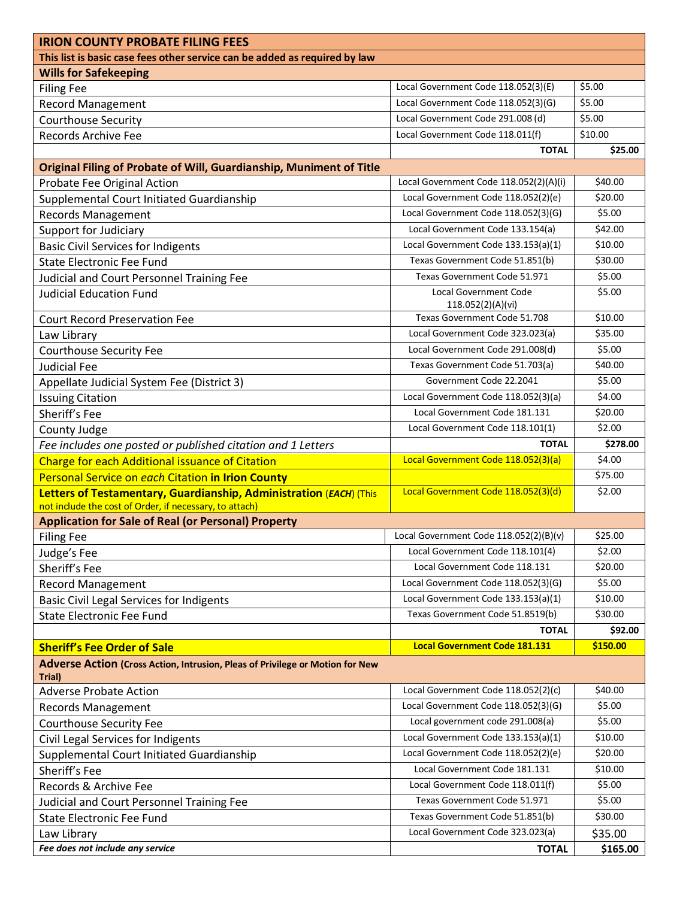| IRION COUNTY PROBATE FILING FEES | | |
|---|---|---|
| **This list is basic case fees other service can be added as required by law** | | |
| **Wills for Safekeeping** | | |
| Filing Fee | Local Government Code 118.052(3)(E) | $5.00 |
| Record Management | Local Government Code 118.052(3)(G) | $5.00 |
| Courthouse Security | Local Government Code 291.008 (d) | $5.00 |
| Records Archive Fee | Local Government Code 118.011(f) | $10.00 |
| | **TOTAL** | **$25.00** |
| **Original Filing of Probate of Will, Guardianship, Muniment of Title** | | |
| Probate Fee Original Action | Local Government Code 118.052(2)(A)(i) | $40.00 |
| Supplemental Court Initiated Guardianship | Local Government Code 118.052(2)(e) | $20.00 |
| Records Management | Local Government Code 118.052(3)(G) | $5.00 |
| Support for Judiciary | Local Government Code 133.154(a) | $42.00 |
| Basic Civil Services for Indigents | Local Government Code 133.153(a)(1) | $10.00 |
| State Electronic Fee Fund | Texas Government Code 51.851(b) | $30.00 |
| Judicial and Court Personnel Training Fee | Texas Government Code 51.971 | $5.00 |
| Judicial Education Fund | Local Government Code 118.052(2)(A)(vi) | $5.00 |
| Court Record Preservation Fee | Texas Government Code 51.708 | $10.00 |
| Law Library | Local Government Code 323.023(a) | $35.00 |
| Courthouse Security Fee | Local Government Code 291.008(d) | $5.00 |
| Judicial Fee | Texas Government Code 51.703(a) | $40.00 |
| Appellate Judicial System Fee (District 3) | Government Code 22.2041 | $5.00 |
| Issuing Citation | Local Government Code 118.052(3)(a) | $4.00 |
| Sheriff's Fee | Local Government Code 181.131 | $20.00 |
| County Judge | Local Government Code 118.101(1) | $2.00 |
| *Fee includes one posted or published citation and 1 Letters* | **TOTAL** | **$278.00** |
| Charge for each Additional issuance of Citation | Local Government Code 118.052(3)(a) | $4.00 |
| Personal Service on *each* Citation **in Irion County** | | $75.00 |
| **Letters of Testamentary, Guardianship, Administration** (***EACH***) (This not include the cost of Order, if necessary, to attach) | Local Government Code 118.052(3)(d) | $2.00 |
| **Application for Sale of Real (or Personal) Property** | | |
| Filing Fee | Local Government Code 118.052(2)(B)(v) | $25.00 |
| Judge's Fee | Local Government Code 118.101(4) | $2.00 |
| Sheriff's Fee | Local Government Code 118.131 | $20.00 |
| Record Management | Local Government Code 118.052(3)(G) | $5.00 |
| Basic Civil Legal Services for Indigents | Local Government Code 133.153(a)(1) | $10.00 |
| State Electronic Fee Fund | Texas Government Code 51.8519(b) | $30.00 |
| | **TOTAL** | **$92.00** |
| **Sheriff's Fee Order of Sale** | **Local Government Code 181.131** | **$150.00** |
| **Adverse Action (Cross Action, Intrusion, Pleas of Privilege or Motion for New Trial)** | | |
| Adverse Probate Action | Local Government Code 118.052(2)(c) | $40.00 |
| Records Management | Local Government Code 118.052(3)(G) | $5.00 |
| Courthouse Security Fee | Local government code 291.008(a) | $5.00 |
| Civil Legal Services for Indigents | Local Government Code 133.153(a)(1) | $10.00 |
| Supplemental Court Initiated Guardianship | Local Government Code 118.052(2)(e) | $20.00 |
| Sheriff's Fee | Local Government Code 181.131 | $10.00 |
| Records & Archive Fee | Local Government Code 118.011(f) | $5.00 |
| Judicial and Court Personnel Training Fee | Texas Government Code 51.971 | $5.00 |
| State Electronic Fee Fund | Texas Government Code 51.851(b) | $30.00 |
| Law Library | Local Government Code 323.023(a) | $35.00 |
| ***Fee does not include any service*** | **TOTAL** | **$165.00** |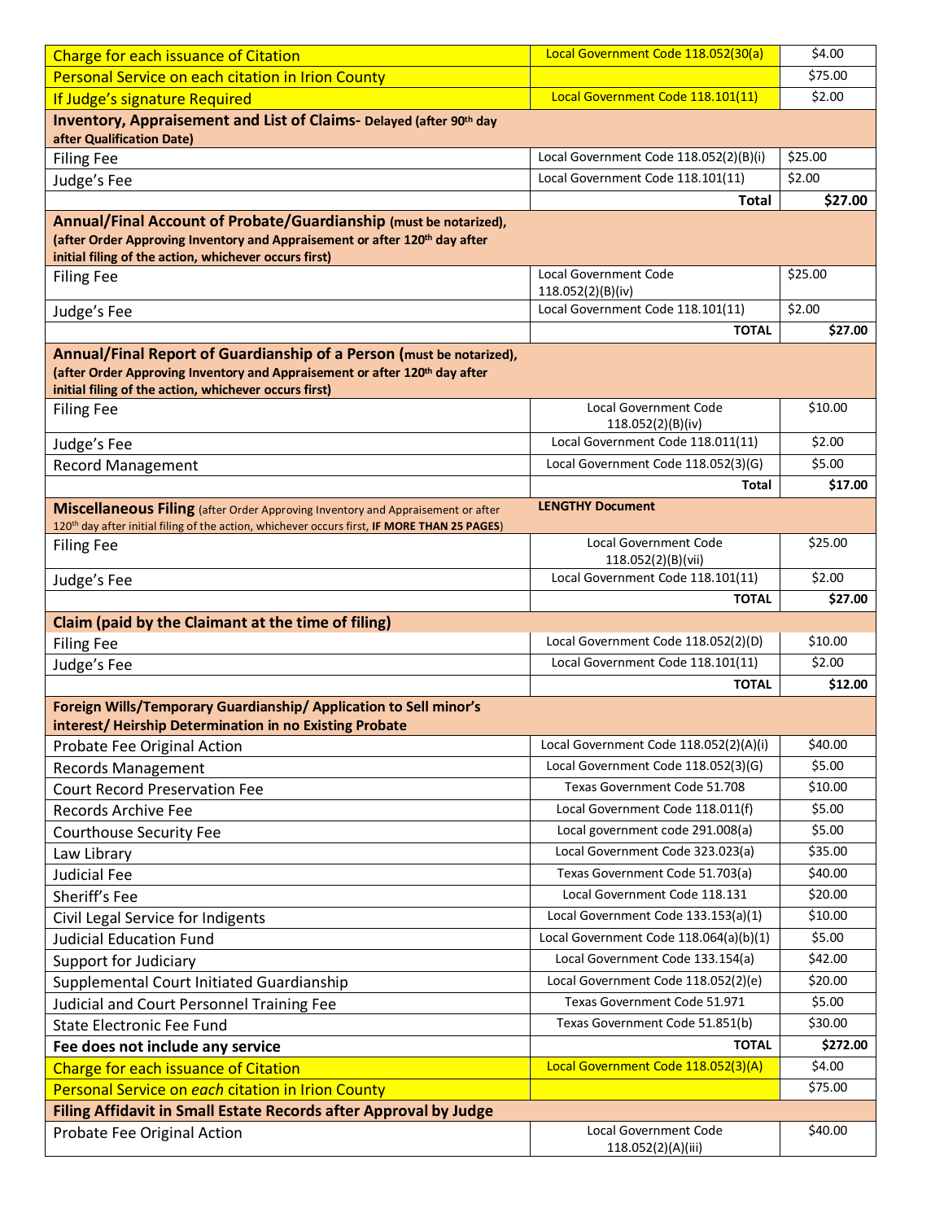| | | |
|---|---|---|
| Charge for each issuance of Citation | Local Government Code 118.052(30(a) | $4.00 |
| Personal Service on each citation in Irion County | | $75.00 |
| If Judge's signature Required | Local Government Code 118.101(11) | $2.00 |
| **Inventory, Appraisement and List of Claims- Delayed (after 90th day after Qualification Date)** | | |
| Filing Fee | Local Government Code 118.052(2)(B)(i) | $25.00 |
| Judge's Fee | Local Government Code 118.101(11) | $2.00 |
| | **Total** | **$27.00** |
| **Annual/Final Account of Probate/Guardianship (must be notarized), (after Order Approving Inventory and Appraisement or after 120th day after initial filing of the action, whichever occurs first)** | | |
| Filing Fee | Local Government Code 118.052(2)(B)(iv) | $25.00 |
| Judge's Fee | Local Government Code 118.101(11) | $2.00 |
| | **TOTAL** | **$27.00** |
| **Annual/Final Report of Guardianship of a Person (must be notarized), (after Order Approving Inventory and Appraisement or after 120th day after initial filing of the action, whichever occurs first)** | | |
| Filing Fee | Local Government Code 118.052(2)(B)(iv) | $10.00 |
| Judge's Fee | Local Government Code 118.011(11) | $2.00 |
| Record Management | Local Government Code 118.052(3)(G) | $5.00 |
| | **Total** | **$17.00** |
| **Miscellaneous Filing** (after Order Approving Inventory and Appraisement or after 120th day after initial filing of the action, whichever occurs first, **IF MORE THAN 25 PAGES**) | **LENGTHY Document** | |
| Filing Fee | Local Government Code 118.052(2)(B)(vii) | $25.00 |
| Judge's Fee | Local Government Code 118.101(11) | $2.00 |
| | **TOTAL** | **$27.00** |
| **Claim (paid by the Claimant at the time of filing)** | | |
| Filing Fee | Local Government Code 118.052(2)(D) | $10.00 |
| Judge's Fee | Local Government Code 118.101(11) | $2.00 |
| | **TOTAL** | **$12.00** |
| **Foreign Wills/Temporary Guardianship/ Application to Sell minor's interest/ Heirship Determination in no Existing Probate** | | |
| Probate Fee Original Action | Local Government Code 118.052(2)(A)(i) | $40.00 |
| Records Management | Local Government Code 118.052(3)(G) | $5.00 |
| Court Record Preservation Fee | Texas Government Code 51.708 | $10.00 |
| Records Archive Fee | Local Government Code 118.011(f) | $5.00 |
| Courthouse Security Fee | Local government code 291.008(a) | $5.00 |
| Law Library | Local Government Code 323.023(a) | $35.00 |
| Judicial Fee | Texas Government Code 51.703(a) | $40.00 |
| Sheriff's Fee | Local Government Code 118.131 | $20.00 |
| Civil Legal Service for Indigents | Local Government Code 133.153(a)(1) | $10.00 |
| Judicial Education Fund | Local Government Code 118.064(a)(b)(1) | $5.00 |
| Support for Judiciary | Local Government Code 133.154(a) | $42.00 |
| Supplemental Court Initiated Guardianship | Local Government Code 118.052(2)(e) | $20.00 |
| Judicial and Court Personnel Training Fee | Texas Government Code 51.971 | $5.00 |
| State Electronic Fee Fund | Texas Government Code 51.851(b) | $30.00 |
| **Fee does not include any service** | **TOTAL** | **$272.00** |
| Charge for each issuance of Citation | Local Government Code 118.052(3)(A) | $4.00 |
| Personal Service on *each* citation in Irion County | | $75.00 |
| **Filing Affidavit in Small Estate Records after Approval by Judge** | | |
| Probate Fee Original Action | Local Government Code 118.052(2)(A)(iii) | $40.00 |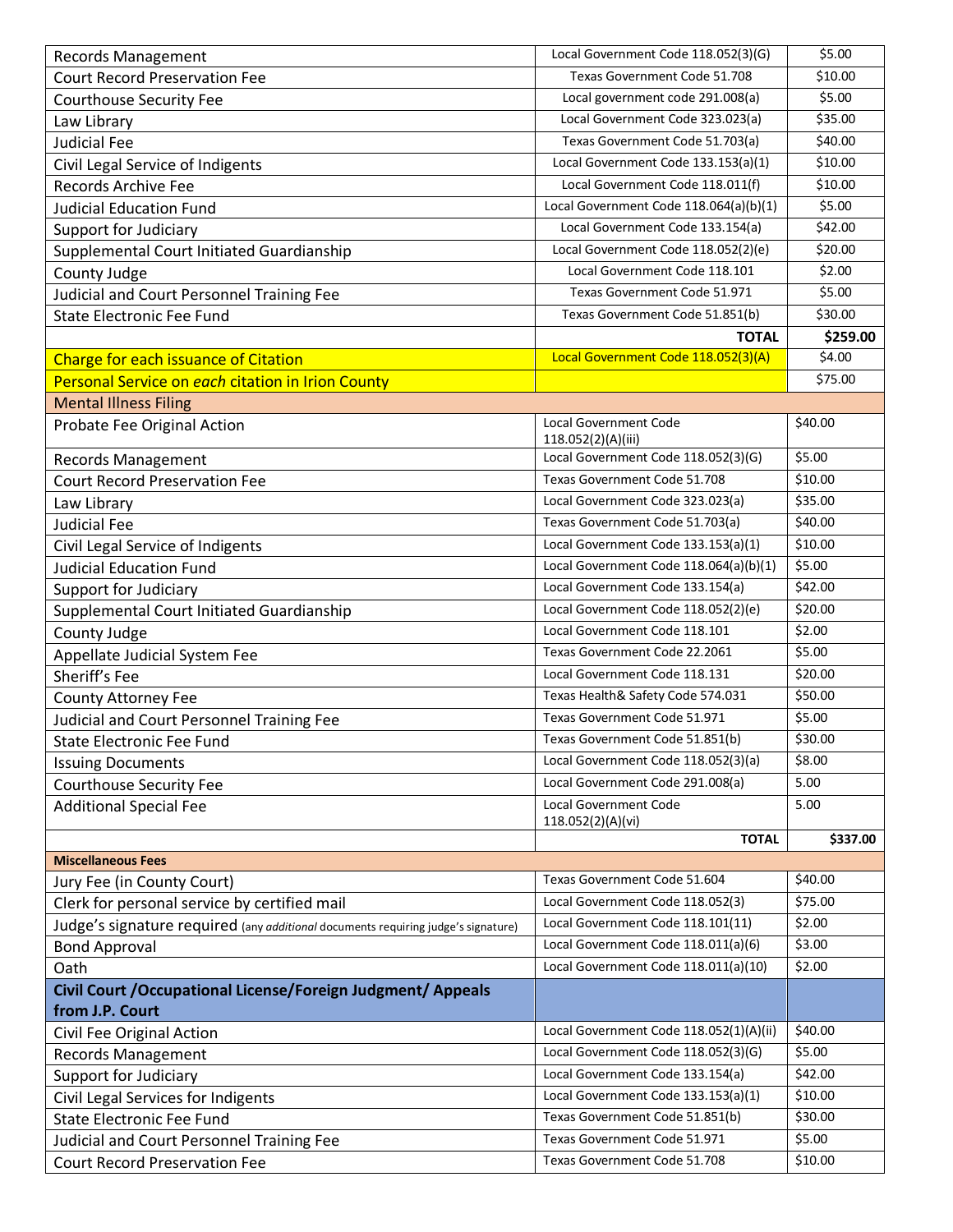| | | |
|---|---|---|
| Records Management | Local Government Code 118.052(3)(G) | $5.00 |
| Court Record Preservation Fee | Texas Government Code 51.708 | $10.00 |
| Courthouse Security Fee | Local government code 291.008(a) | $5.00 |
| Law Library | Local Government Code 323.023(a) | $35.00 |
| Judicial Fee | Texas Government Code 51.703(a) | $40.00 |
| Civil Legal Service of Indigents | Local Government Code 133.153(a)(1) | $10.00 |
| Records Archive Fee | Local Government Code 118.011(f) | $10.00 |
| Judicial Education Fund | Local Government Code 118.064(a)(b)(1) | $5.00 |
| Support for Judiciary | Local Government Code 133.154(a) | $42.00 |
| Supplemental Court Initiated Guardianship | Local Government Code 118.052(2)(e) | $20.00 |
| County Judge | Local Government Code 118.101 | $2.00 |
| Judicial and Court Personnel Training Fee | Texas Government Code 51.971 | $5.00 |
| State Electronic Fee Fund | Texas Government Code 51.851(b) | $30.00 |
| | **TOTAL** | **$259.00** |
| Charge for each issuance of Citation | Local Government Code 118.052(3)(A) | $4.00 |
| Personal Service on *each* citation in Irion County | | $75.00 |
| Mental Illness Filing | | |
| Probate Fee Original Action | Local Government Code 118.052(2)(A)(iii) | $40.00 |
| Records Management | Local Government Code 118.052(3)(G) | $5.00 |
| Court Record Preservation Fee | Texas Government Code 51.708 | $10.00 |
| Law Library | Local Government 323.023(a) | $35.00 |
| Judicial Fee | Texas Government Code 51.703(a) | $40.00 |
| Civil Legal Service of Indigents | Local Government Code 133.153(a)(1) | $10.00 |
| Judicial Education Fund | Local Government Code 118.064(a)(b)(1) | $5.00 |
| Support for Judiciary | Local Government Code 133.154(a) | $42.00 |
| Supplemental Court Initiated Guardianship | Local Government Code 118.052(2)(e) | $20.00 |
| County Judge | Local Government Code 118.101 | $2.00 |
| Appellate Judicial System Fee | Texas Government Code 22.2061 | $5.00 |
| Sheriff's Fee | Local Government Code 118.131 | $20.00 |
| County Attorney Fee | Texas Health& Safety Code 574.031 | $50.00 |
| Judicial and Court Personnel Training Fee | Texas Government Code 51.971 | $5.00 |
| State Electronic Fee Fund | Texas Government Code 51.851(b) | $30.00 |
| Issuing Documents | Local Government Code 118.052(3)(a) | $8.00 |
| Courthouse Security Fee | Local Government Code 291.008(a) | 5.00 |
| Additional Special Fee | Local Government Code 118.052(2)(A)(vi) | 5.00 |
| | **TOTAL** | **$337.00** |
| **Miscellaneous Fees** | | |
| Jury Fee (in County Court) | Texas Government Code 51.604 | $40.00 |
| Clerk for personal service by certified mail | Local Government Code 118.052(3) | $75.00 |
| Judge's signature required (any *additional* documents requiring judge's signature) | Local Government Code 118.101(11) | $2.00 |
| Bond Approval | Local Government Code 118.011(a)(6) | $3.00 |
| Oath | Local Government Code 118.011(a)(10) | $2.00 |
| **Civil Court /Occupational License/Foreign Judgment/ Appeals from J.P. Court** | | |
| Civil Fee Original Action | Local Government Code 118.052(1)(A)(ii) | $40.00 |
| Records Management | Local Government Code 118.052(3)(G) | $5.00 |
| Support for Judiciary | Local Government Code 133.154(a) | $42.00 |
| Civil Legal Services for Indigents | Local Government Code 133.153(a)(1) | $10.00 |
| State Electronic Fee Fund | Texas Government Code 51.851(b) | $30.00 |
| Judicial and Court Personnel Training Fee | Texas Government Code 51.971 | $5.00 |
| Court Record Preservation Fee | Texas Government Code 51.708 | $10.00 |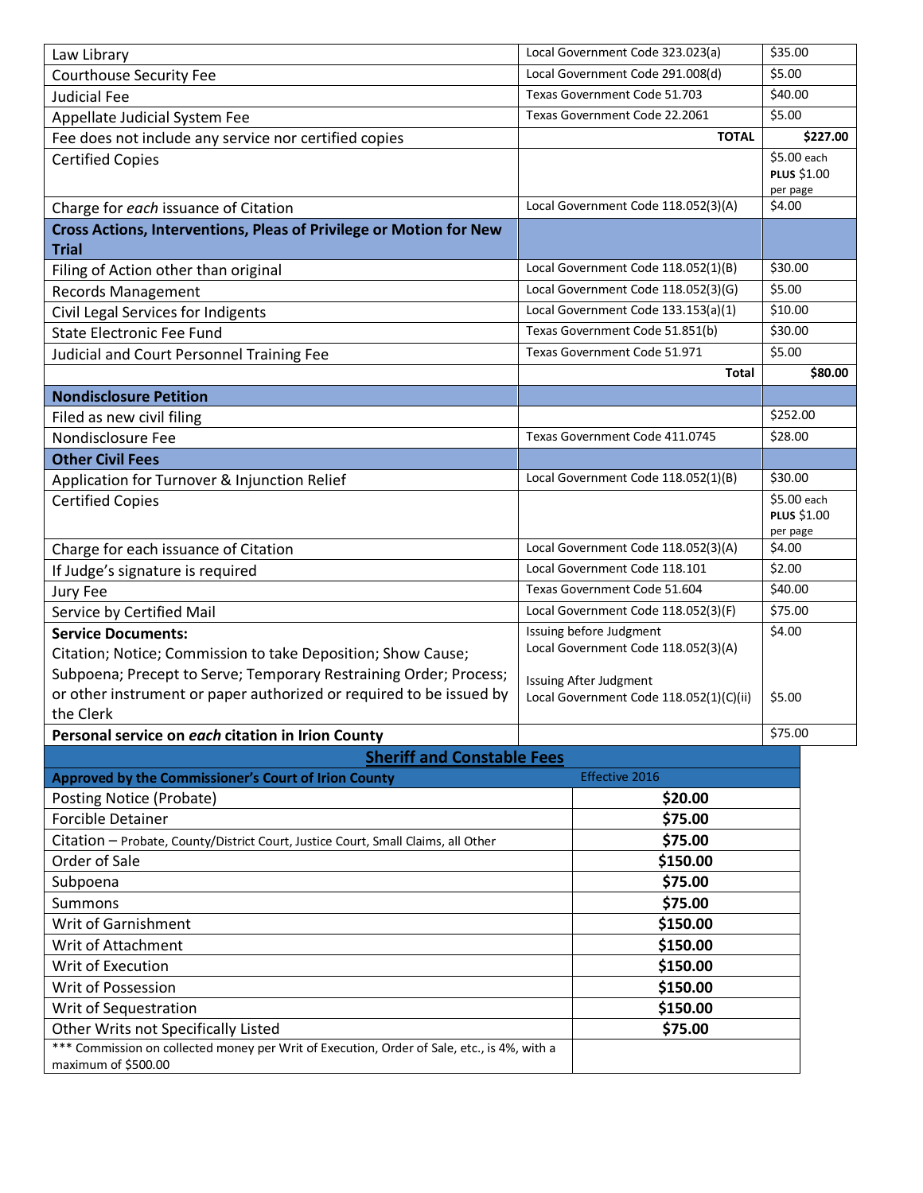| | | |
|---|---|---|
| Law Library | Local Government Code 323.023(a) | $35.00 |
| Courthouse Security Fee | Local Government Code 291.008(d) | $5.00 |
| Judicial Fee | Texas Government Code 51.703 | $40.00 |
| Appellate Judicial System Fee | Texas Government Code 22.2061 | $5.00 |
| Fee does not include any service nor certified copies | **TOTAL** | **$227.00** |
| Certified Copies | | $5.00 each **PLUS** $1.00 per page |
| Charge for *each* issuance of Citation | Local Government Code 118.052(3)(A) | $4.00 |
| **Cross Actions, Interventions, Pleas of Privilege or Motion for New Trial** | | |
| Filing of Action other than original | Local Government Code 118.052(1)(B) | $30.00 |
| Records Management | Local Government Code 118.052(3)(G) | $5.00 |
| Civil Legal Services for Indigents | Local Government Code 133.153(a)(1) | $10.00 |
| State Electronic Fee Fund | Texas Government Code 51.851(b) | $30.00 |
| Judicial and Court Personnel Training Fee | Texas Government Code 51.971 | $5.00 |
| | **Total** | **$80.00** |
| **Nondisclosure Petition** | | |
| Filed as new civil filing | | $252.00 |
| Nondisclosure Fee | Texas Government Code 411.0745 | $28.00 |
| **Other Civil Fees** | | |
| Application for Turnover & Injunction Relief | Local Government Code 118.052(1)(B) | $30.00 |
| Certified Copies | | $5.00 each **PLUS** $1.00 per page |
| Charge for each issuance of Citation | Local Government Code 118.052(3)(A) | $4.00 |
| If Judge's signature is required | Local Government Code 118.101 | $2.00 |
| Jury Fee | Texas Government Code 51.604 | $40.00 |
| Service by Certified Mail | Local Government Code 118.052(3)(F) | $75.00 |
| **Service Documents:** Citation; Notice; Commission to take Deposition; Show Cause; Subpoena; Precept to Serve; Temporary Restraining Order; Process; or other instrument or paper authorized or required to be issued by the Clerk | Issuing before Judgment Local Government Code 118.052(3)(A)<br>Issuing After Judgment Local Government Code 118.052(1)(C)(ii) | $4.00<br>$5.00 |
| **Personal service on *each* citation in Irion County** | | $75.00 |

## Sheriff and Constable Fees

| **Approved by the Commissioner's Court of Irion County** | Effective 2016 |
|---|---|
| Posting Notice (Probate) | **$20.00** |
| Forcible Detainer | **$75.00** |
| Citation – Probate, County/District Court, Justice Court, Small Claims, all Other | **$75.00** |
| Order of Sale | **$150.00** |
| Subpoena | **$75.00** |
| Summons | **$75.00** |
| Writ of Garnishment | **$150.00** |
| Writ of Attachment | **$150.00** |
| Writ of Execution | **$150.00** |
| Writ of Possession | **$150.00** |
| Writ of Sequestration | **$150.00** |
| Other Writs not Specifically Listed | **$75.00** |
| *** Commission on collected money per Writ of Execution, Order of Sale, etc., is 4%, with a maximum of $500.00 | |